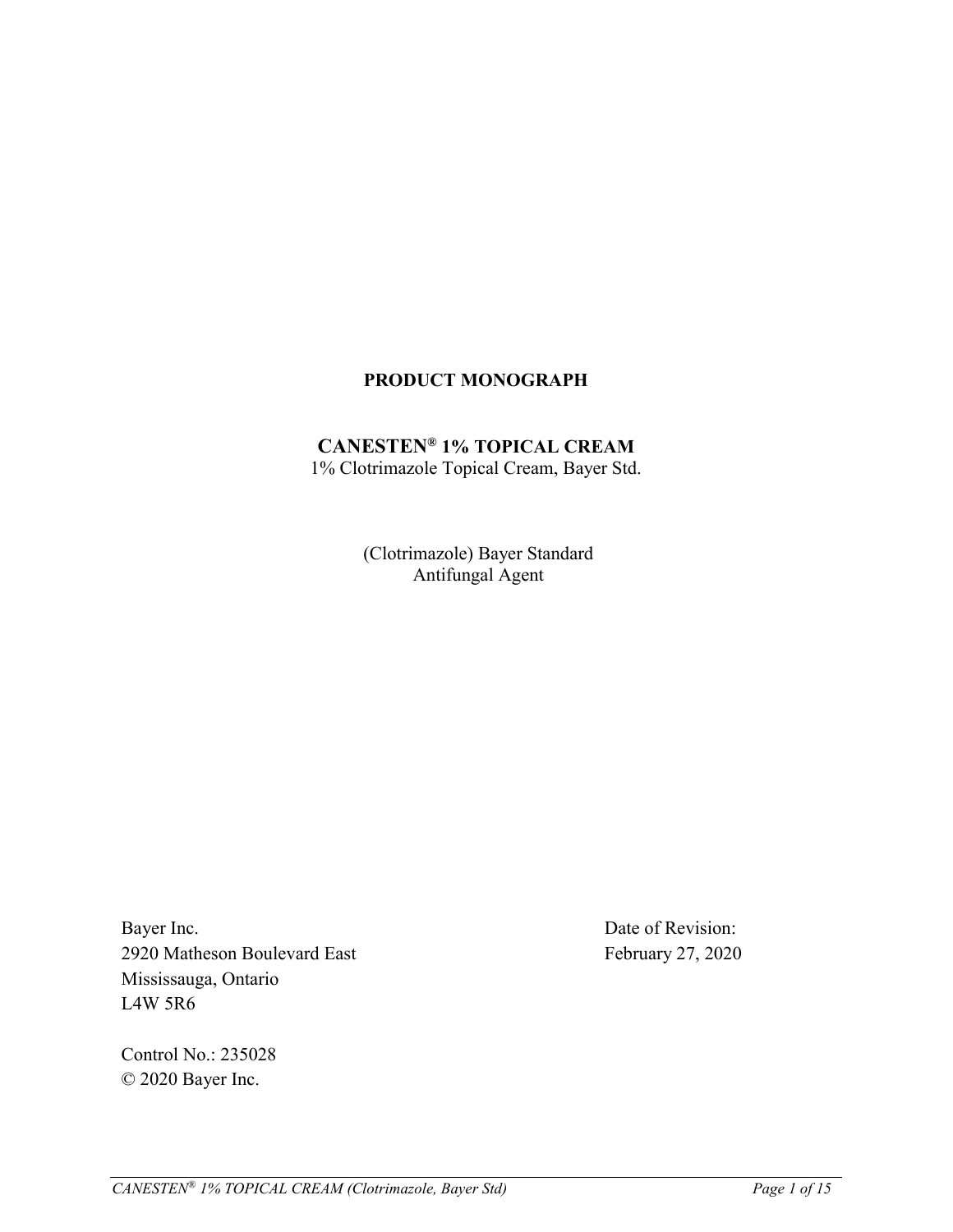# PRODUCT MONOGRAPH

## CANESTEN® 1% TOPICAL CREAM

1% Clotrimazole Topical Cream, Bayer Std.

(Clotrimazole) Bayer Standard
Antifungal Agent

Bayer Inc.
2920 Matheson Boulevard East
Mississauga, Ontario
L4W 5R6

Date of Revision:
February 27, 2020

Control No.: 235028
© 2020 Bayer Inc.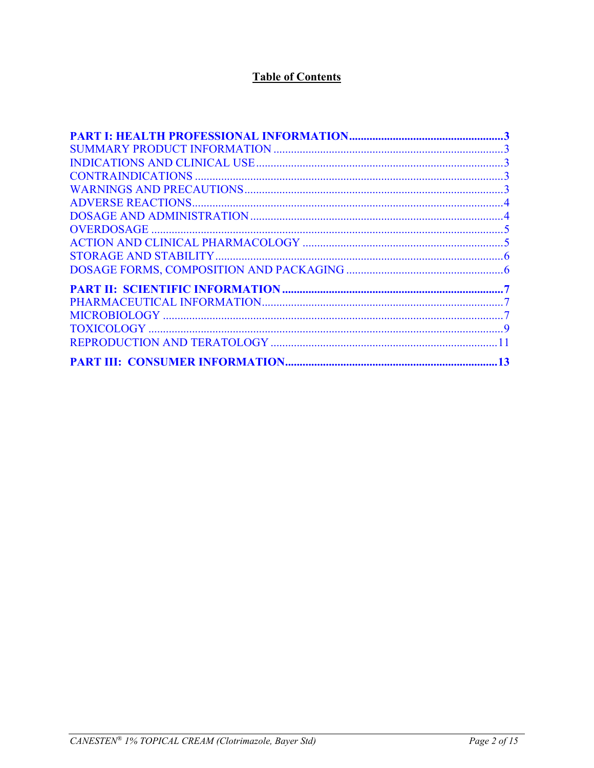# Table of Contents

**PART I: HEALTH PROFESSIONAL INFORMATION....................................................3**
SUMMARY PRODUCT INFORMATION ..............................................................................3
INDICATIONS AND CLINICAL USE....................................................................................3
CONTRAINDICATIONS .........................................................................................................3
WARNINGS AND PRECAUTIONS........................................................................................3
ADVERSE REACTIONS..........................................................................................................4
DOSAGE AND ADMINISTRATION......................................................................................4
OVERDOSAGE .......................................................................................................................5
ACTION AND CLINICAL PHARMACOLOGY ....................................................................5
STORAGE AND STABILITY..................................................................................................6
DOSAGE FORMS, COMPOSITION AND PACKAGING ......................................................6

**PART II: SCIENTIFIC INFORMATION ...........................................................................7**
PHARMACEUTICAL INFORMATION..................................................................................7
MICROBIOLOGY ....................................................................................................................7
TOXICOLOGY .........................................................................................................................9
REPRODUCTION AND TERATOLOGY .............................................................................11

**PART III: CONSUMER INFORMATION........................................................................13**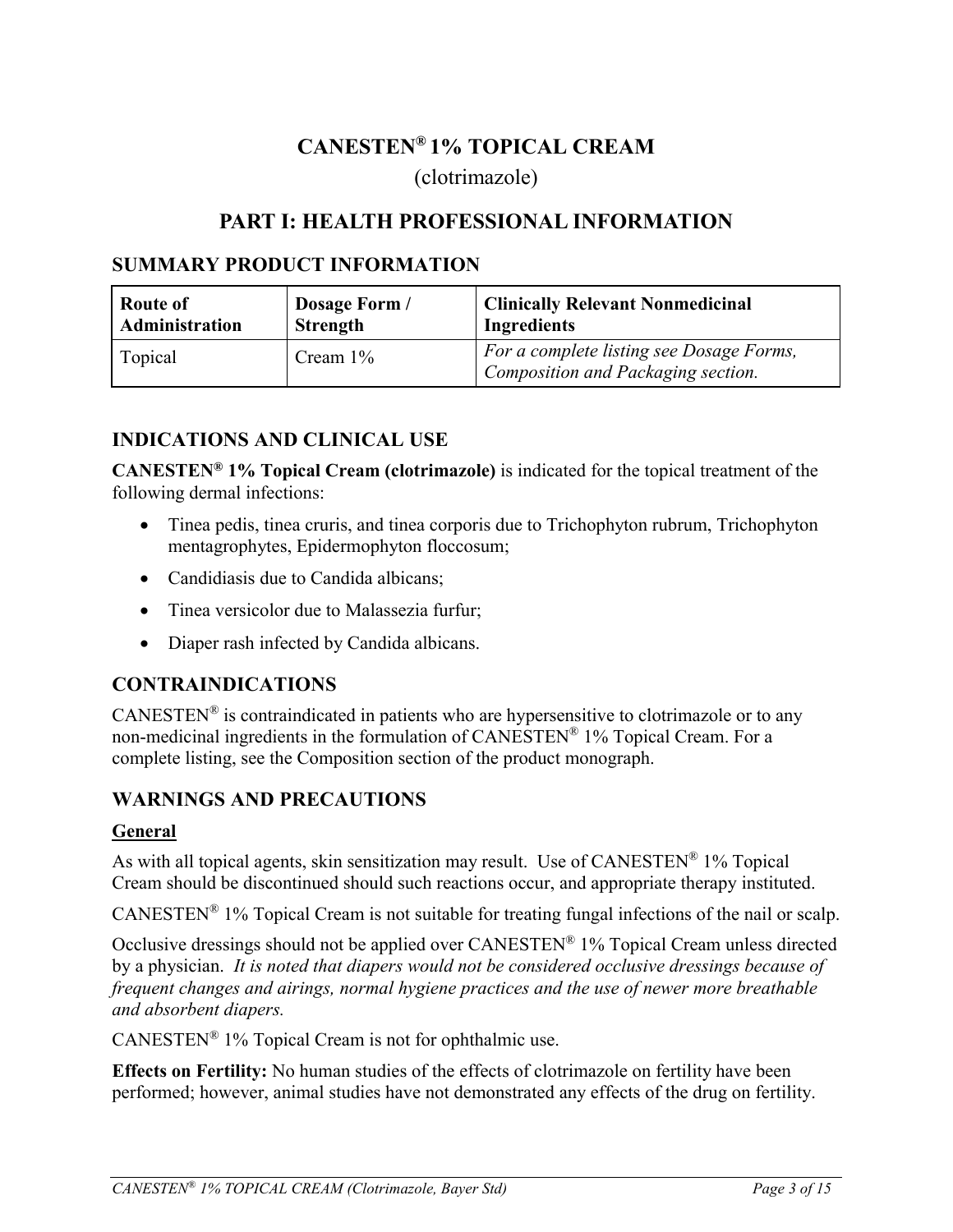# CANESTEN® 1% TOPICAL CREAM

(clotrimazole)

## PART I: HEALTH PROFESSIONAL INFORMATION

### SUMMARY PRODUCT INFORMATION

| Route of Administration | Dosage Form / Strength | Clinically Relevant Nonmedicinal Ingredients |
|---|---|---|
| Topical | Cream 1% | *For a complete listing see Dosage Forms, Composition and Packaging section.* |

### INDICATIONS AND CLINICAL USE

**CANESTEN® 1% Topical Cream (clotrimazole)** is indicated for the topical treatment of the following dermal infections:

- Tinea pedis, tinea cruris, and tinea corporis due to Trichophyton rubrum, Trichophyton mentagrophytes, Epidermophyton floccosum;
- Candidiasis due to Candida albicans;
- Tinea versicolor due to Malassezia furfur;
- Diaper rash infected by Candida albicans.

### CONTRAINDICATIONS

CANESTEN® is contraindicated in patients who are hypersensitive to clotrimazole or to any non-medicinal ingredients in the formulation of CANESTEN® 1% Topical Cream. For a complete listing, see the Composition section of the product monograph.

### WARNINGS AND PRECAUTIONS

**General**

As with all topical agents, skin sensitization may result. Use of CANESTEN® 1% Topical Cream should be discontinued should such reactions occur, and appropriate therapy instituted.

CANESTEN® 1% Topical Cream is not suitable for treating fungal infections of the nail or scalp.

Occlusive dressings should not be applied over CANESTEN® 1% Topical Cream unless directed by a physician. *It is noted that diapers would not be considered occlusive dressings because of frequent changes and airings, normal hygiene practices and the use of newer more breathable and absorbent diapers.*

CANESTEN® 1% Topical Cream is not for ophthalmic use.

**Effects on Fertility:** No human studies of the effects of clotrimazole on fertility have been performed; however, animal studies have not demonstrated any effects of the drug on fertility.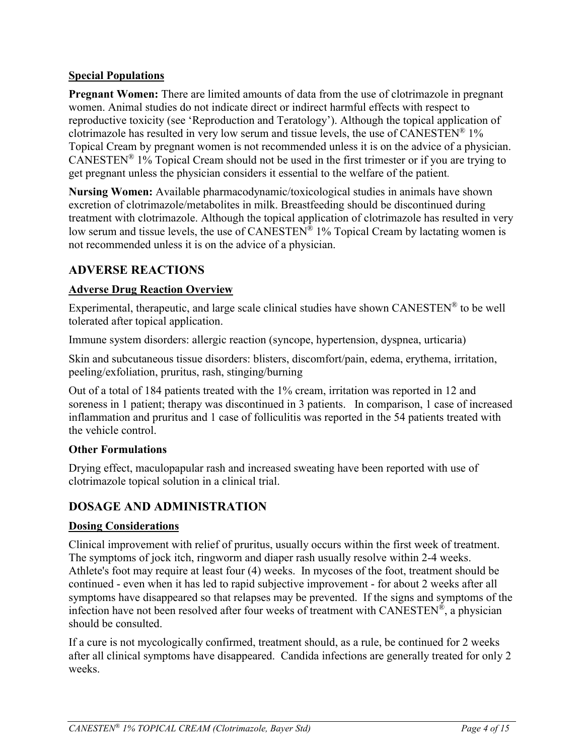### Special Populations

**Pregnant Women:** There are limited amounts of data from the use of clotrimazole in pregnant women. Animal studies do not indicate direct or indirect harmful effects with respect to reproductive toxicity (see 'Reproduction and Teratology'). Although the topical application of clotrimazole has resulted in very low serum and tissue levels, the use of CANESTEN® 1% Topical Cream by pregnant women is not recommended unless it is on the advice of a physician. CANESTEN® 1% Topical Cream should not be used in the first trimester or if you are trying to get pregnant unless the physician considers it essential to the welfare of the patient.

**Nursing Women:** Available pharmacodynamic/toxicological studies in animals have shown excretion of clotrimazole/metabolites in milk. Breastfeeding should be discontinued during treatment with clotrimazole. Although the topical application of clotrimazole has resulted in very low serum and tissue levels, the use of CANESTEN® 1% Topical Cream by lactating women is not recommended unless it is on the advice of a physician.

## ADVERSE REACTIONS

### Adverse Drug Reaction Overview

Experimental, therapeutic, and large scale clinical studies have shown CANESTEN® to be well tolerated after topical application.

Immune system disorders: allergic reaction (syncope, hypertension, dyspnea, urticaria)

Skin and subcutaneous tissue disorders: blisters, discomfort/pain, edema, erythema, irritation, peeling/exfoliation, pruritus, rash, stinging/burning

Out of a total of 184 patients treated with the 1% cream, irritation was reported in 12 and soreness in 1 patient; therapy was discontinued in 3 patients. In comparison, 1 case of increased inflammation and pruritus and 1 case of folliculitis was reported in the 54 patients treated with the vehicle control.

**Other Formulations**

Drying effect, maculopapular rash and increased sweating have been reported with use of clotrimazole topical solution in a clinical trial.

## DOSAGE AND ADMINISTRATION

### Dosing Considerations

Clinical improvement with relief of pruritus, usually occurs within the first week of treatment. The symptoms of jock itch, ringworm and diaper rash usually resolve within 2-4 weeks. Athlete's foot may require at least four (4) weeks. In mycoses of the foot, treatment should be continued - even when it has led to rapid subjective improvement - for about 2 weeks after all symptoms have disappeared so that relapses may be prevented. If the signs and symptoms of the infection have not been resolved after four weeks of treatment with CANESTEN®, a physician should be consulted.

If a cure is not mycologically confirmed, treatment should, as a rule, be continued for 2 weeks after all clinical symptoms have disappeared. Candida infections are generally treated for only 2 weeks.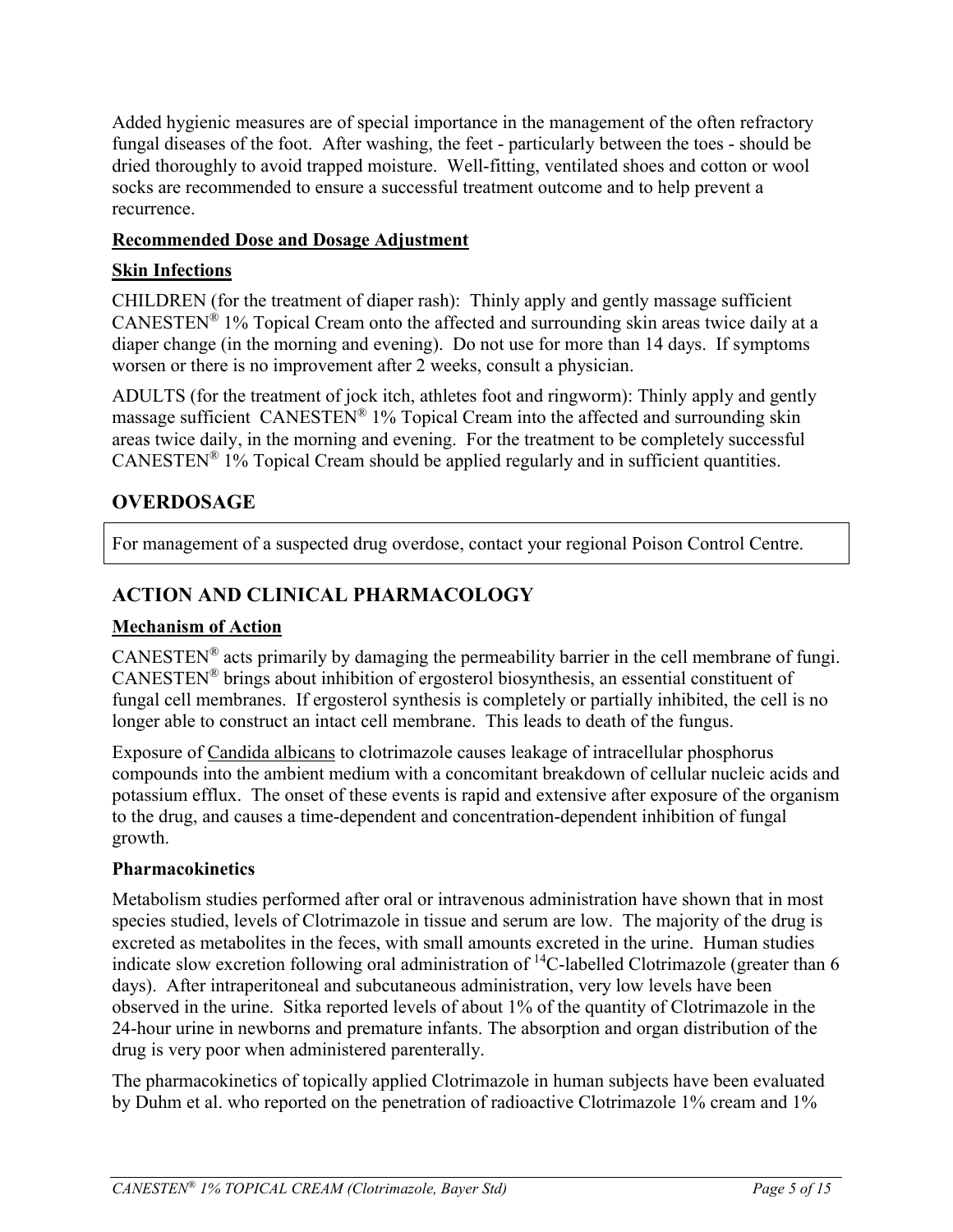Added hygienic measures are of special importance in the management of the often refractory fungal diseases of the foot. After washing, the feet - particularly between the toes - should be dried thoroughly to avoid trapped moisture. Well-fitting, ventilated shoes and cotton or wool socks are recommended to ensure a successful treatment outcome and to help prevent a recurrence.

### Recommended Dose and Dosage Adjustment

### Skin Infections

CHILDREN (for the treatment of diaper rash): Thinly apply and gently massage sufficient CANESTEN® 1% Topical Cream onto the affected and surrounding skin areas twice daily at a diaper change (in the morning and evening). Do not use for more than 14 days. If symptoms worsen or there is no improvement after 2 weeks, consult a physician.

ADULTS (for the treatment of jock itch, athletes foot and ringworm): Thinly apply and gently massage sufficient CANESTEN® 1% Topical Cream into the affected and surrounding skin areas twice daily, in the morning and evening. For the treatment to be completely successful CANESTEN® 1% Topical Cream should be applied regularly and in sufficient quantities.

## OVERDOSAGE

For management of a suspected drug overdose, contact your regional Poison Control Centre.

## ACTION AND CLINICAL PHARMACOLOGY

### Mechanism of Action

CANESTEN® acts primarily by damaging the permeability barrier in the cell membrane of fungi. CANESTEN® brings about inhibition of ergosterol biosynthesis, an essential constituent of fungal cell membranes. If ergosterol synthesis is completely or partially inhibited, the cell is no longer able to construct an intact cell membrane. This leads to death of the fungus.

Exposure of Candida albicans to clotrimazole causes leakage of intracellular phosphorus compounds into the ambient medium with a concomitant breakdown of cellular nucleic acids and potassium efflux. The onset of these events is rapid and extensive after exposure of the organism to the drug, and causes a time-dependent and concentration-dependent inhibition of fungal growth.

### Pharmacokinetics

Metabolism studies performed after oral or intravenous administration have shown that in most species studied, levels of Clotrimazole in tissue and serum are low. The majority of the drug is excreted as metabolites in the feces, with small amounts excreted in the urine. Human studies indicate slow excretion following oral administration of $^{14}C$-labelled Clotrimazole (greater than 6 days). After intraperitoneal and subcutaneous administration, very low levels have been observed in the urine. Sitka reported levels of about 1% of the quantity of Clotrimazole in the 24-hour urine in newborns and premature infants. The absorption and organ distribution of the drug is very poor when administered parenterally.

The pharmacokinetics of topically applied Clotrimazole in human subjects have been evaluated by Duhm et al. who reported on the penetration of radioactive Clotrimazole 1% cream and 1%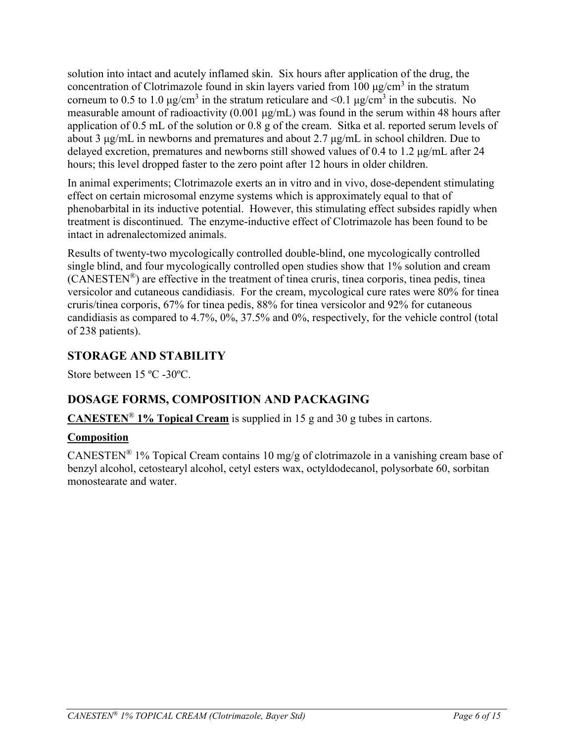solution into intact and acutely inflamed skin. Six hours after application of the drug, the concentration of Clotrimazole found in skin layers varied from 100 µg/$cm^3$ in the stratum corneum to 0.5 to 1.0 µg/$cm^3$ in the stratum reticulare and <0.1 µg/$cm^3$ in the subcutis. No measurable amount of radioactivity (0.001 µg/mL) was found in the serum within 48 hours after application of 0.5 mL of the solution or 0.8 g of the cream. Sitka et al. reported serum levels of about 3 µg/mL in newborns and prematures and about 2.7 µg/mL in school children. Due to delayed excretion, prematures and newborns still showed values of 0.4 to 1.2 µg/mL after 24 hours; this level dropped faster to the zero point after 12 hours in older children.

In animal experiments; Clotrimazole exerts an in vitro and in vivo, dose-dependent stimulating effect on certain microsomal enzyme systems which is approximately equal to that of phenobarbital in its inductive potential. However, this stimulating effect subsides rapidly when treatment is discontinued. The enzyme-inductive effect of Clotrimazole has been found to be intact in adrenalectomized animals.

Results of twenty-two mycologically controlled double-blind, one mycologically controlled single blind, and four mycologically controlled open studies show that 1% solution and cream (CANESTEN®) are effective in the treatment of tinea cruris, tinea corporis, tinea pedis, tinea versicolor and cutaneous candidiasis. For the cream, mycological cure rates were 80% for tinea cruris/tinea corporis, 67% for tinea pedis, 88% for tinea versicolor and 92% for cutaneous candidiasis as compared to 4.7%, 0%, 37.5% and 0%, respectively, for the vehicle control (total of 238 patients).

## STORAGE AND STABILITY

Store between 15 ºC -30ºC.

## DOSAGE FORMS, COMPOSITION AND PACKAGING

**CANESTEN® 1% Topical Cream** is supplied in 15 g and 30 g tubes in cartons.

**Composition**

CANESTEN® 1% Topical Cream contains 10 mg/g of clotrimazole in a vanishing cream base of benzyl alcohol, cetostearyl alcohol, cetyl esters wax, octyldodecanol, polysorbate 60, sorbitan monostearate and water.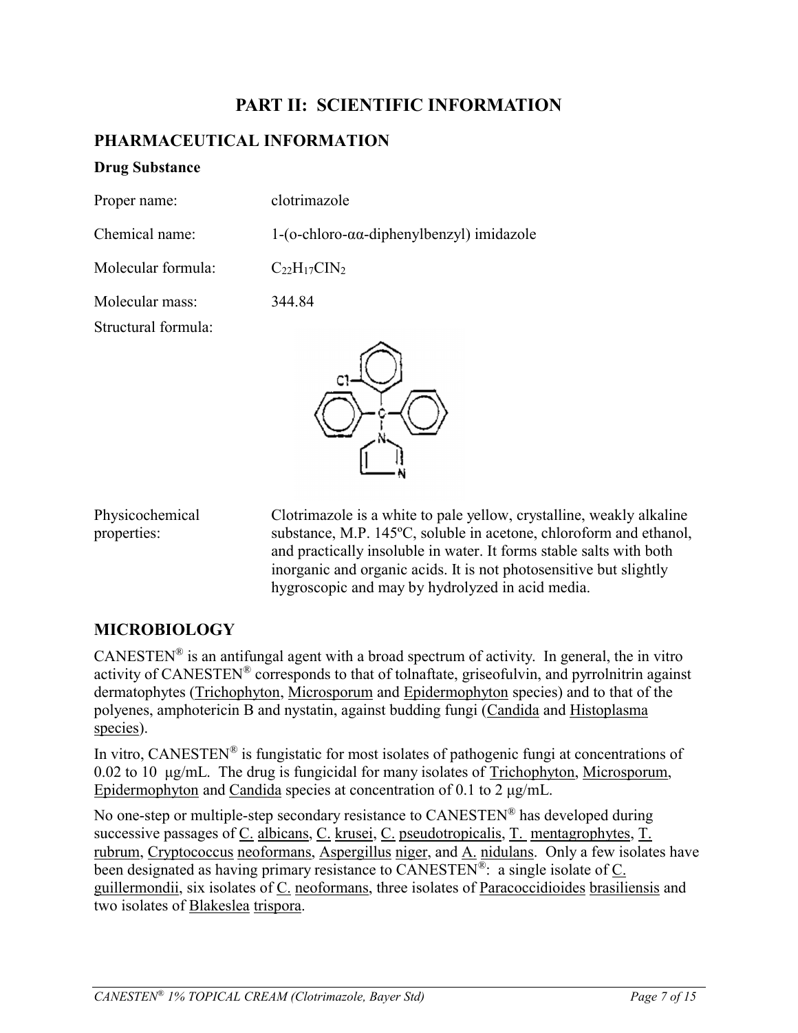# PART II: SCIENTIFIC INFORMATION

## PHARMACEUTICAL INFORMATION

### Drug Substance

Proper name: clotrimazole

Chemical name: 1-(o-chloro-αα-diphenylbenzyl) imidazole

Molecular formula: $C_{22}H_{17}ClN_2$

Molecular mass: 344.84

Structural formula:

Physicochemical properties: Clotrimazole is a white to pale yellow, crystalline, weakly alkaline substance, M.P. 145ºC, soluble in acetone, chloroform and ethanol, and practically insoluble in water. It forms stable salts with both inorganic and organic acids. It is not photosensitive but slightly hygroscopic and may by hydrolyzed in acid media.

## MICROBIOLOGY

CANESTEN® is an antifungal agent with a broad spectrum of activity. In general, the in vitro activity of CANESTEN® corresponds to that of tolnaftate, griseofulvin, and pyrrolnitrin against dermatophytes (Trichophyton, Microsporum and Epidermophyton species) and to that of the polyenes, amphotericin B and nystatin, against budding fungi (Candida and Histoplasma species).

In vitro, CANESTEN® is fungistatic for most isolates of pathogenic fungi at concentrations of 0.02 to 10 µg/mL. The drug is fungicidal for many isolates of Trichophyton, Microsporum, Epidermophyton and Candida species at concentration of 0.1 to 2 µg/mL.

No one-step or multiple-step secondary resistance to CANESTEN® has developed during successive passages of C. albicans, C. krusei, C. pseudotropicalis, T. mentagrophytes, T. rubrum, Cryptococcus neoformans, Aspergillus niger, and A. nidulans. Only a few isolates have been designated as having primary resistance to CANESTEN®: a single isolate of C. guillermondii, six isolates of C. neoformans, three isolates of Paracoccidioides brasiliensis and two isolates of Blakeslea trispora.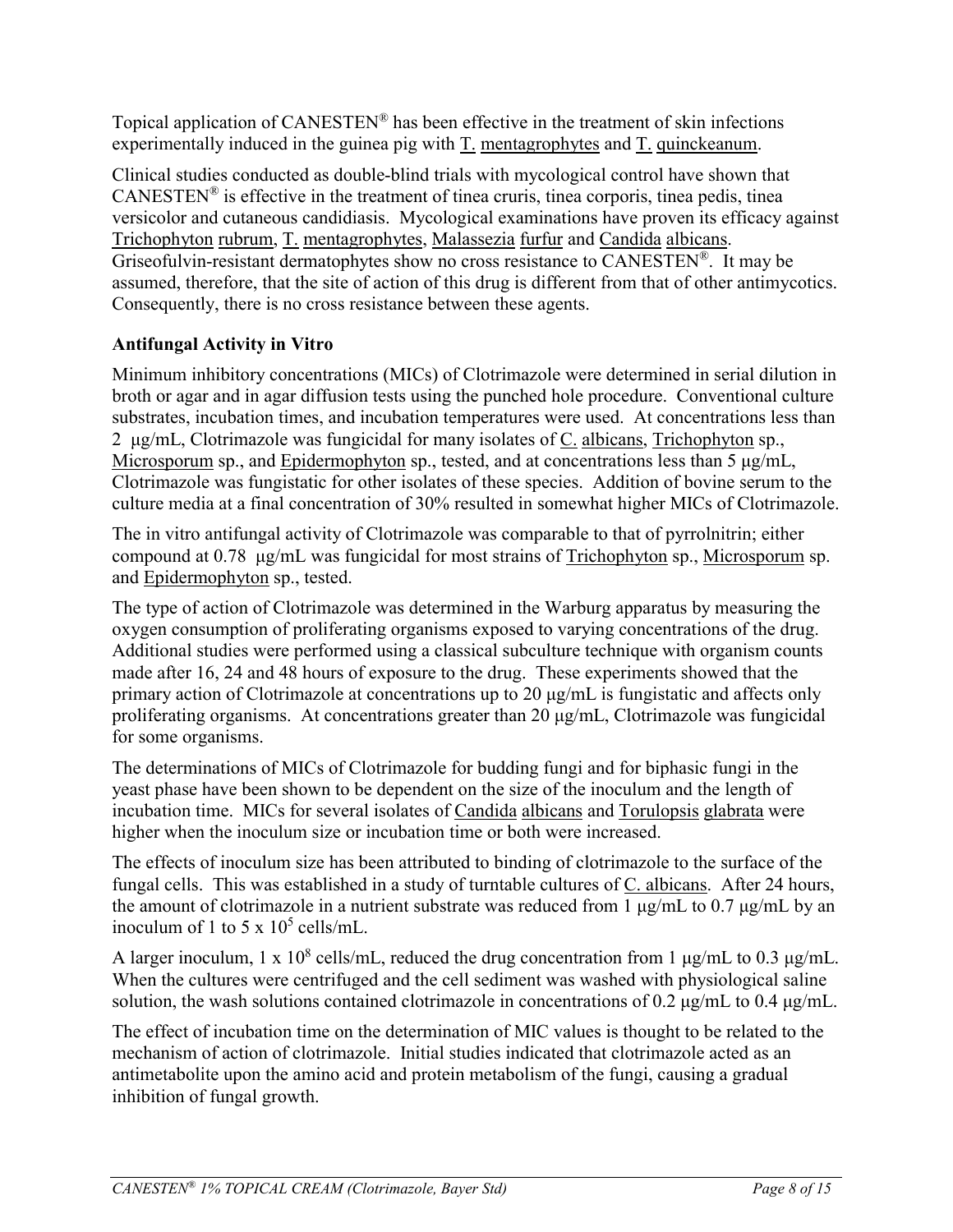Topical application of CANESTEN® has been effective in the treatment of skin infections experimentally induced in the guinea pig with T. mentagrophytes and T. quinckeanum.

Clinical studies conducted as double-blind trials with mycological control have shown that CANESTEN® is effective in the treatment of tinea cruris, tinea corporis, tinea pedis, tinea versicolor and cutaneous candidiasis. Mycological examinations have proven its efficacy against Trichophyton rubrum, T. mentagrophytes, Malassezia furfur and Candida albicans. Griseofulvin-resistant dermatophytes show no cross resistance to CANESTEN®. It may be assumed, therefore, that the site of action of this drug is different from that of other antimycotics. Consequently, there is no cross resistance between these agents.

### Antifungal Activity in Vitro

Minimum inhibitory concentrations (MICs) of Clotrimazole were determined in serial dilution in broth or agar and in agar diffusion tests using the punched hole procedure. Conventional culture substrates, incubation times, and incubation temperatures were used. At concentrations less than 2 µg/mL, Clotrimazole was fungicidal for many isolates of C. albicans, Trichophyton sp., Microsporum sp., and Epidermophyton sp., tested, and at concentrations less than 5 µg/mL, Clotrimazole was fungistatic for other isolates of these species. Addition of bovine serum to the culture media at a final concentration of 30% resulted in somewhat higher MICs of Clotrimazole.

The in vitro antifungal activity of Clotrimazole was comparable to that of pyrrolnitrin; either compound at 0.78 µg/mL was fungicidal for most strains of Trichophyton sp., Microsporum sp. and Epidermophyton sp., tested.

The type of action of Clotrimazole was determined in the Warburg apparatus by measuring the oxygen consumption of proliferating organisms exposed to varying concentrations of the drug. Additional studies were performed using a classical subculture technique with organism counts made after 16, 24 and 48 hours of exposure to the drug. These experiments showed that the primary action of Clotrimazole at concentrations up to 20 µg/mL is fungistatic and affects only proliferating organisms. At concentrations greater than 20 µg/mL, Clotrimazole was fungicidal for some organisms.

The determinations of MICs of Clotrimazole for budding fungi and for biphasic fungi in the yeast phase have been shown to be dependent on the size of the inoculum and the length of incubation time. MICs for several isolates of Candida albicans and Torulopsis glabrata were higher when the inoculum size or incubation time or both were increased.

The effects of inoculum size has been attributed to binding of clotrimazole to the surface of the fungal cells. This was established in a study of turntable cultures of C. albicans. After 24 hours, the amount of clotrimazole in a nutrient substrate was reduced from 1 µg/mL to 0.7 µg/mL by an inoculum of 1 to 5 x $10^5$ cells/mL.

A larger inoculum, 1 x $10^8$ cells/mL, reduced the drug concentration from 1 µg/mL to 0.3 µg/mL. When the cultures were centrifuged and the cell sediment was washed with physiological saline solution, the wash solutions contained clotrimazole in concentrations of 0.2 µg/mL to 0.4 µg/mL.

The effect of incubation time on the determination of MIC values is thought to be related to the mechanism of action of clotrimazole. Initial studies indicated that clotrimazole acted as an antimetabolite upon the amino acid and protein metabolism of the fungi, causing a gradual inhibition of fungal growth.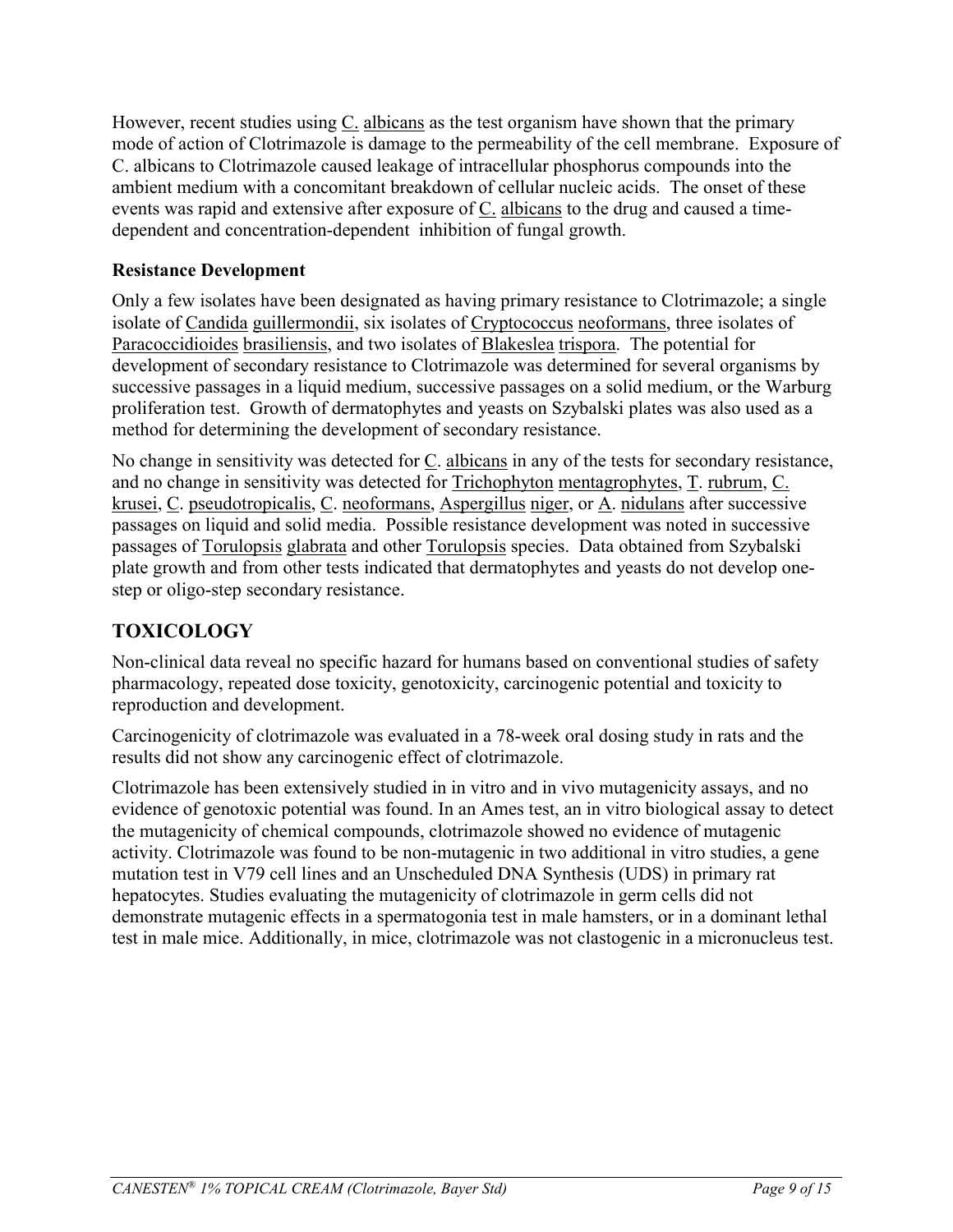However, recent studies using C. albicans as the test organism have shown that the primary mode of action of Clotrimazole is damage to the permeability of the cell membrane. Exposure of C. albicans to Clotrimazole caused leakage of intracellular phosphorus compounds into the ambient medium with a concomitant breakdown of cellular nucleic acids. The onset of these events was rapid and extensive after exposure of C. albicans to the drug and caused a time-dependent and concentration-dependent inhibition of fungal growth.

**Resistance Development**

Only a few isolates have been designated as having primary resistance to Clotrimazole; a single isolate of Candida guillermondii, six isolates of Cryptococcus neoformans, three isolates of Paracoccidioides brasiliensis, and two isolates of Blakeslea trispora. The potential for development of secondary resistance to Clotrimazole was determined for several organisms by successive passages in a liquid medium, successive passages on a solid medium, or the Warburg proliferation test. Growth of dermatophytes and yeasts on Szybalski plates was also used as a method for determining the development of secondary resistance.

No change in sensitivity was detected for C. albicans in any of the tests for secondary resistance, and no change in sensitivity was detected for Trichophyton mentagrophytes, T. rubrum, C. krusei, C. pseudotropicalis, C. neoformans, Aspergillus niger, or A. nidulans after successive passages on liquid and solid media. Possible resistance development was noted in successive passages of Torulopsis glabrata and other Torulopsis species. Data obtained from Szybalski plate growth and from other tests indicated that dermatophytes and yeasts do not develop one-step or oligo-step secondary resistance.

## TOXICOLOGY

Non-clinical data reveal no specific hazard for humans based on conventional studies of safety pharmacology, repeated dose toxicity, genotoxicity, carcinogenic potential and toxicity to reproduction and development.

Carcinogenicity of clotrimazole was evaluated in a 78-week oral dosing study in rats and the results did not show any carcinogenic effect of clotrimazole.

Clotrimazole has been extensively studied in in vitro and in vivo mutagenicity assays, and no evidence of genotoxic potential was found. In an Ames test, an in vitro biological assay to detect the mutagenicity of chemical compounds, clotrimazole showed no evidence of mutagenic activity. Clotrimazole was found to be non-mutagenic in two additional in vitro studies, a gene mutation test in V79 cell lines and an Unscheduled DNA Synthesis (UDS) in primary rat hepatocytes. Studies evaluating the mutagenicity of clotrimazole in germ cells did not demonstrate mutagenic effects in a spermatogonia test in male hamsters, or in a dominant lethal test in male mice. Additionally, in mice, clotrimazole was not clastogenic in a micronucleus test.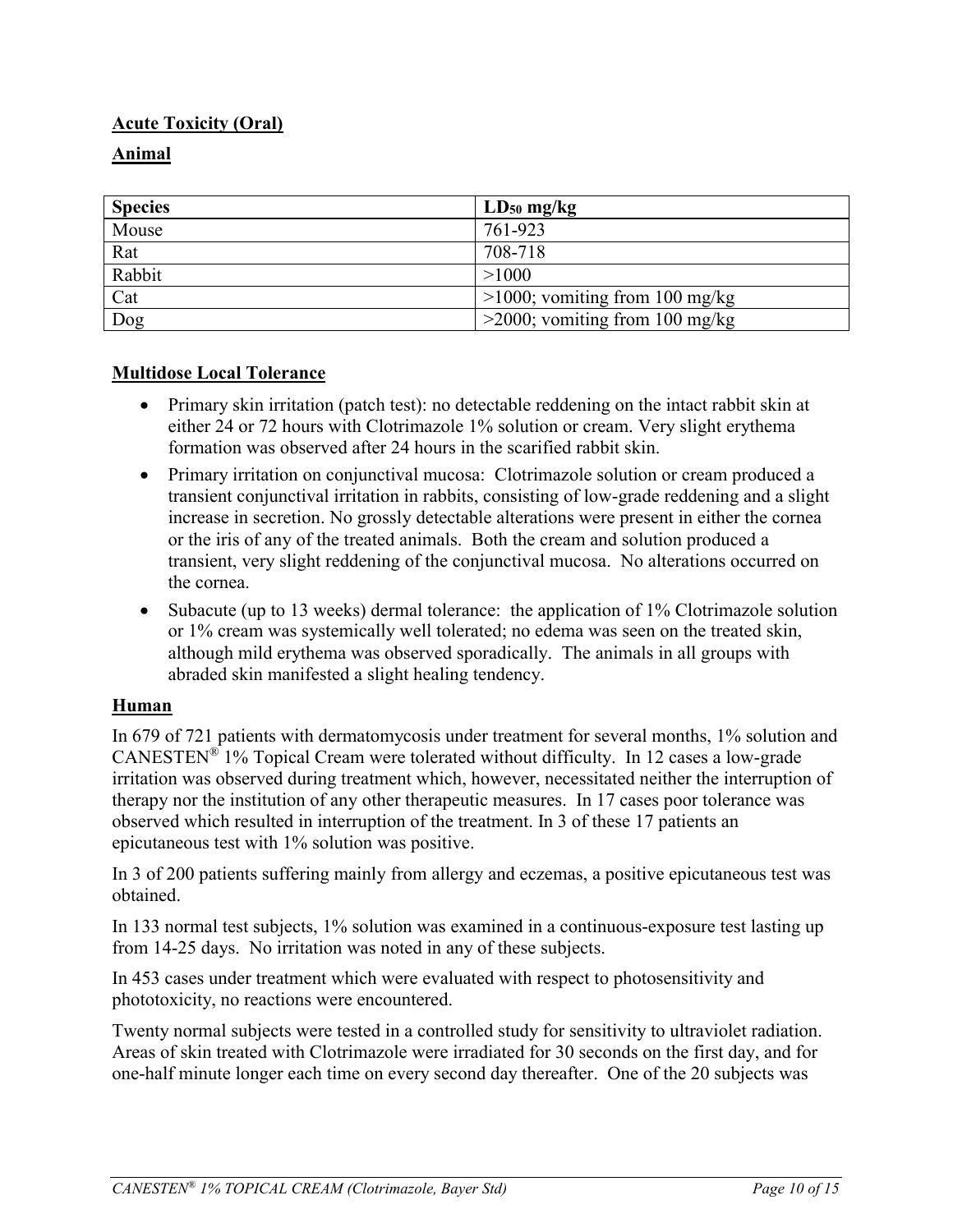**Acute Toxicity (Oral)**

**Animal**

| Species | $LD_{50}$ mg/kg |
|---|---|
| Mouse | 761-923 |
| Rat | 708-718 |
| Rabbit | >1000 |
| Cat | >1000; vomiting from 100 mg/kg |
| Dog | >2000; vomiting from 100 mg/kg |

**Multidose Local Tolerance**

- Primary skin irritation (patch test): no detectable reddening on the intact rabbit skin at either 24 or 72 hours with Clotrimazole 1% solution or cream. Very slight erythema formation was observed after 24 hours in the scarified rabbit skin.
- Primary irritation on conjunctival mucosa: Clotrimazole solution or cream produced a transient conjunctival irritation in rabbits, consisting of low-grade reddening and a slight increase in secretion. No grossly detectable alterations were present in either the cornea or the iris of any of the treated animals. Both the cream and solution produced a transient, very slight reddening of the conjunctival mucosa. No alterations occurred on the cornea.
- Subacute (up to 13 weeks) dermal tolerance: the application of 1% Clotrimazole solution or 1% cream was systemically well tolerated; no edema was seen on the treated skin, although mild erythema was observed sporadically. The animals in all groups with abraded skin manifested a slight healing tendency.

**Human**

In 679 of 721 patients with dermatomycosis under treatment for several months, 1% solution and CANESTEN® 1% Topical Cream were tolerated without difficulty. In 12 cases a low-grade irritation was observed during treatment which, however, necessitated neither the interruption of therapy nor the institution of any other therapeutic measures. In 17 cases poor tolerance was observed which resulted in interruption of the treatment. In 3 of these 17 patients an epicutaneous test with 1% solution was positive.

In 3 of 200 patients suffering mainly from allergy and eczemas, a positive epicutaneous test was obtained.

In 133 normal test subjects, 1% solution was examined in a continuous-exposure test lasting up from 14-25 days. No irritation was noted in any of these subjects.

In 453 cases under treatment which were evaluated with respect to photosensitivity and phototoxicity, no reactions were encountered.

Twenty normal subjects were tested in a controlled study for sensitivity to ultraviolet radiation. Areas of skin treated with Clotrimazole were irradiated for 30 seconds on the first day, and for one-half minute longer each time on every second day thereafter. One of the 20 subjects was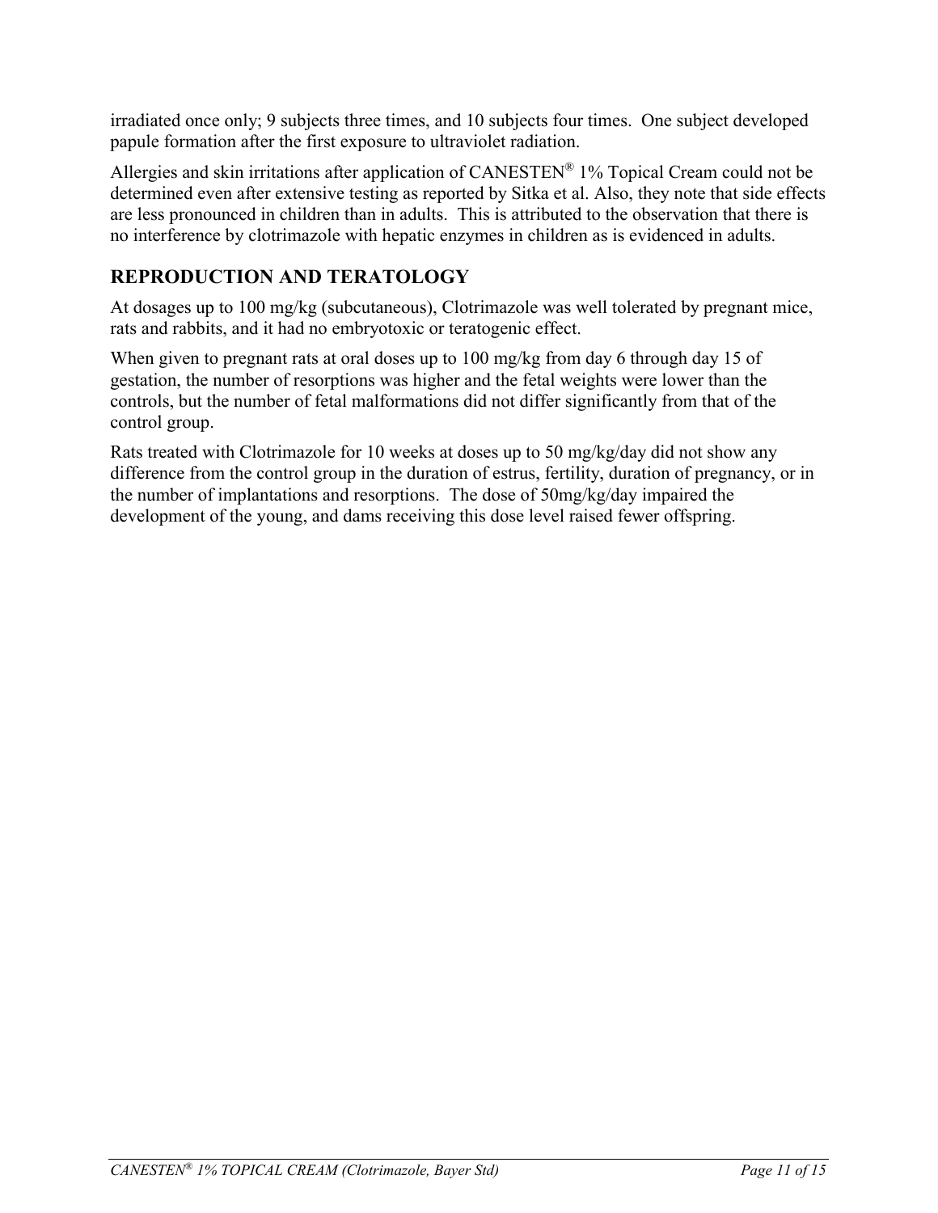irradiated once only; 9 subjects three times, and 10 subjects four times. One subject developed papule formation after the first exposure to ultraviolet radiation.

Allergies and skin irritations after application of CANESTEN® 1% Topical Cream could not be determined even after extensive testing as reported by Sitka et al. Also, they note that side effects are less pronounced in children than in adults. This is attributed to the observation that there is no interference by clotrimazole with hepatic enzymes in children as is evidenced in adults.

## REPRODUCTION AND TERATOLOGY

At dosages up to 100 mg/kg (subcutaneous), Clotrimazole was well tolerated by pregnant mice, rats and rabbits, and it had no embryotoxic or teratogenic effect.

When given to pregnant rats at oral doses up to 100 mg/kg from day 6 through day 15 of gestation, the number of resorptions was higher and the fetal weights were lower than the controls, but the number of fetal malformations did not differ significantly from that of the control group.

Rats treated with Clotrimazole for 10 weeks at doses up to 50 mg/kg/day did not show any difference from the control group in the duration of estrus, fertility, duration of pregnancy, or in the number of implantations and resorptions. The dose of 50mg/kg/day impaired the development of the young, and dams receiving this dose level raised fewer offspring.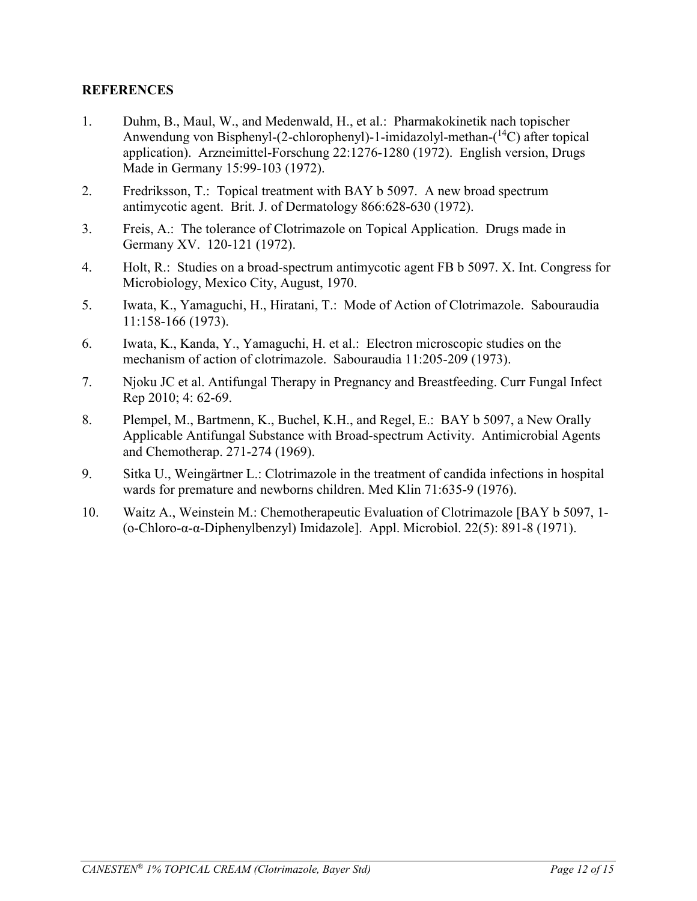**REFERENCES**

1. Duhm, B., Maul, W., and Medenwald, H., et al.: Pharmakokinetik nach topischer Anwendung von Bisphenyl-(2-chlorophenyl)-1-imidazolyl-methan-($^{14}C$) after topical application). Arzneimittel-Forschung 22:1276-1280 (1972). English version, Drugs Made in Germany 15:99-103 (1972).
2. Fredriksson, T.: Topical treatment with BAY b 5097. A new broad spectrum antimycotic agent. Brit. J. of Dermatology 866:628-630 (1972).
3. Freis, A.: The tolerance of Clotrimazole on Topical Application. Drugs made in Germany XV. 120-121 (1972).
4. Holt, R.: Studies on a broad-spectrum antimycotic agent FB b 5097. X. Int. Congress for Microbiology, Mexico City, August, 1970.
5. Iwata, K., Yamaguchi, H., Hiratani, T.: Mode of Action of Clotrimazole. Sabouraudia 11:158-166 (1973).
6. Iwata, K., Kanda, Y., Yamaguchi, H. et al.: Electron microscopic studies on the mechanism of action of clotrimazole. Sabouraudia 11:205-209 (1973).
7. Njoku JC et al. Antifungal Therapy in Pregnancy and Breastfeeding. Curr Fungal Infect Rep 2010; 4: 62-69.
8. Plempel, M., Bartmenn, K., Buchel, K.H., and Regel, E.: BAY b 5097, a New Orally Applicable Antifungal Substance with Broad-spectrum Activity. Antimicrobial Agents and Chemotherap. 271-274 (1969).
9. Sitka U., Weingärtner L.: Clotrimazole in the treatment of candida infections in hospital wards for premature and newborns children. Med Klin 71:635-9 (1976).
10. Waitz A., Weinstein M.: Chemotherapeutic Evaluation of Clotrimazole [BAY b 5097, 1-(o-Chloro-α-α-Diphenylbenzyl) Imidazole]. Appl. Microbiol. 22(5): 891-8 (1971).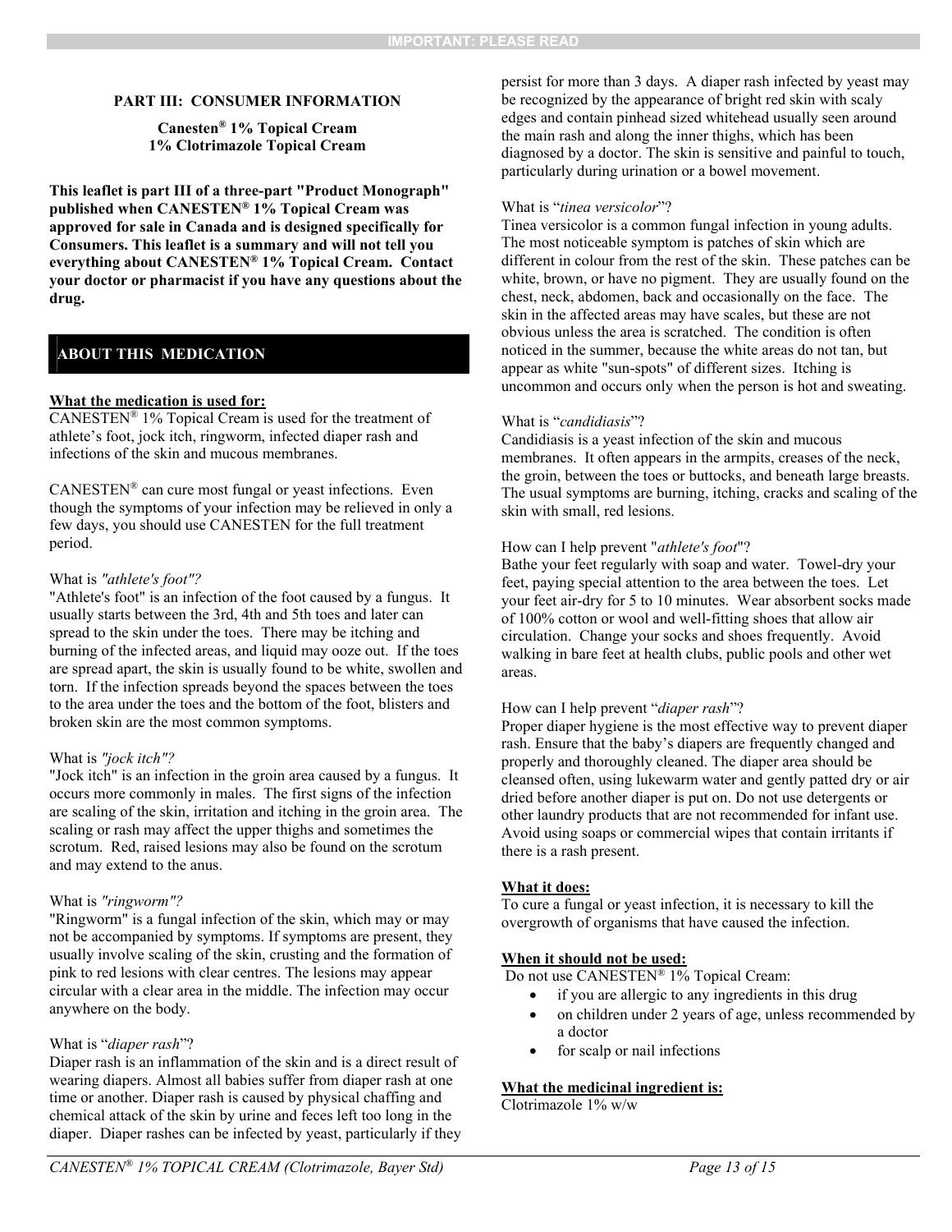IMPORTANT: PLEASE READ

## PART III: CONSUMER INFORMATION

**Canesten® 1% Topical Cream**
**1% Clotrimazole Topical Cream**

**This leaflet is part III of a three-part "Product Monograph" published when CANESTEN® 1% Topical Cream was approved for sale in Canada and is designed specifically for Consumers. This leaflet is a summary and will not tell you everything about CANESTEN® 1% Topical Cream. Contact your doctor or pharmacist if you have any questions about the drug.**

### ABOUT THIS MEDICATION

**What the medication is used for:**
CANESTEN® 1% Topical Cream is used for the treatment of athlete's foot, jock itch, ringworm, infected diaper rash and infections of the skin and mucous membranes.

CANESTEN® can cure most fungal or yeast infections. Even though the symptoms of your infection may be relieved in only a few days, you should use CANESTEN for the full treatment period.

What is *"athlete's foot"?*
"Athlete's foot" is an infection of the foot caused by a fungus. It usually starts between the 3rd, 4th and 5th toes and later can spread to the skin under the toes. There may be itching and burning of the infected areas, and liquid may ooze out. If the toes are spread apart, the skin is usually found to be white, swollen and torn. If the infection spreads beyond the spaces between the toes to the area under the toes and the bottom of the foot, blisters and broken skin are the most common symptoms.

What is *"jock itch"?*
"Jock itch" is an infection in the groin area caused by a fungus. It occurs more commonly in males. The first signs of the infection are scaling of the skin, irritation and itching in the groin area. The scaling or rash may affect the upper thighs and sometimes the scrotum. Red, raised lesions may also be found on the scrotum and may extend to the anus.

What is *"ringworm"?*
"Ringworm" is a fungal infection of the skin, which may or may not be accompanied by symptoms. If symptoms are present, they usually involve scaling of the skin, crusting and the formation of pink to red lesions with clear centres. The lesions may appear circular with a clear area in the middle. The infection may occur anywhere on the body.

What is "*diaper rash*"?
Diaper rash is an inflammation of the skin and is a direct result of wearing diapers. Almost all babies suffer from diaper rash at one time or another. Diaper rash is caused by physical chaffing and chemical attack of the skin by urine and feces left too long in the diaper. Diaper rashes can be infected by yeast, particularly if they persist for more than 3 days. A diaper rash infected by yeast may be recognized by the appearance of bright red skin with scaly edges and contain pinhead sized whitehead usually seen around the main rash and along the inner thighs, which has been diagnosed by a doctor. The skin is sensitive and painful to touch, particularly during urination or a bowel movement.

What is "*tinea versicolor*"?
Tinea versicolor is a common fungal infection in young adults. The most noticeable symptom is patches of skin which are different in colour from the rest of the skin. These patches can be white, brown, or have no pigment. They are usually found on the chest, neck, abdomen, back and occasionally on the face. The skin in the affected areas may have scales, but these are not obvious unless the area is scratched. The condition is often noticed in the summer, because the white areas do not tan, but appear as white "sun-spots" of different sizes. Itching is uncommon and occurs only when the person is hot and sweating.

What is "*candidiasis*"?
Candidiasis is a yeast infection of the skin and mucous membranes. It often appears in the armpits, creases of the neck, the groin, between the toes or buttocks, and beneath large breasts. The usual symptoms are burning, itching, cracks and scaling of the skin with small, red lesions.

How can I help prevent "*athlete's foot*"?
Bathe your feet regularly with soap and water. Towel-dry your feet, paying special attention to the area between the toes. Let your feet air-dry for 5 to 10 minutes. Wear absorbent socks made of 100% cotton or wool and well-fitting shoes that allow air circulation. Change your socks and shoes frequently. Avoid walking in bare feet at health clubs, public pools and other wet areas.

How can I help prevent "*diaper rash*"?
Proper diaper hygiene is the most effective way to prevent diaper rash. Ensure that the baby's diapers are frequently changed and properly and thoroughly cleaned. The diaper area should be cleansed often, using lukewarm water and gently patted dry or air dried before another diaper is put on. Do not use detergents or other laundry products that are not recommended for infant use. Avoid using soaps or commercial wipes that contain irritants if there is a rash present.

**What it does:**
To cure a fungal or yeast infection, it is necessary to kill the overgrowth of organisms that have caused the infection.

**When it should not be used:**
Do not use CANESTEN® 1% Topical Cream:

- if you are allergic to any ingredients in this drug
- on children under 2 years of age, unless recommended by a doctor
- for scalp or nail infections

**What the medicinal ingredient is:**
Clotrimazole 1% w/w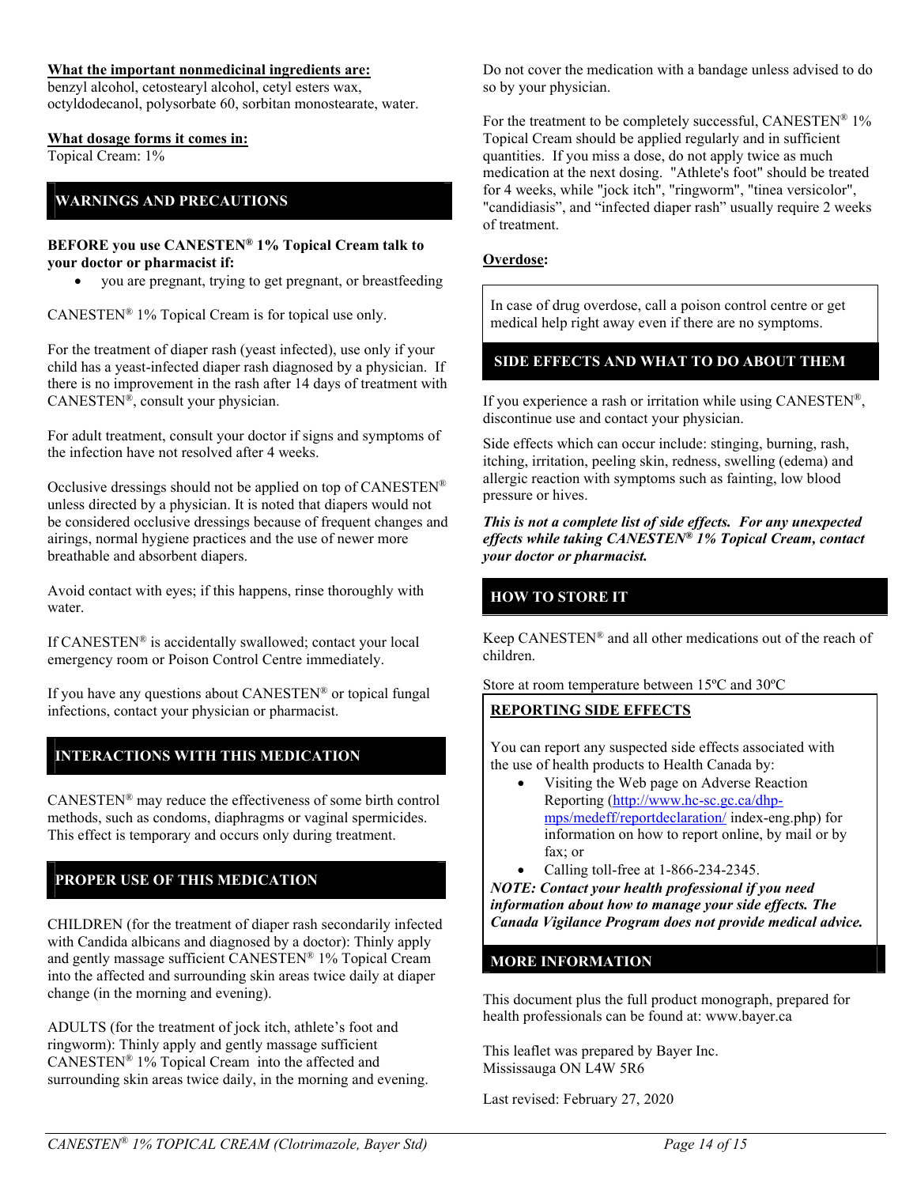**What the important nonmedicinal ingredients are:**
benzyl alcohol, cetostearyl alcohol, cetyl esters wax, octyldodecanol, polysorbate 60, sorbitan monostearate, water.

**What dosage forms it comes in:**
Topical Cream: 1%

## WARNINGS AND PRECAUTIONS

**BEFORE you use CANESTEN® 1% Topical Cream talk to your doctor or pharmacist if:**

- you are pregnant, trying to get pregnant, or breastfeeding

CANESTEN® 1% Topical Cream is for topical use only.

For the treatment of diaper rash (yeast infected), use only if your child has a yeast-infected diaper rash diagnosed by a physician. If there is no improvement in the rash after 14 days of treatment with CANESTEN®, consult your physician.

For adult treatment, consult your doctor if signs and symptoms of the infection have not resolved after 4 weeks.

Occlusive dressings should not be applied on top of CANESTEN® unless directed by a physician. It is noted that diapers would not be considered occlusive dressings because of frequent changes and airings, normal hygiene practices and the use of newer more breathable and absorbent diapers.

Avoid contact with eyes; if this happens, rinse thoroughly with water.

If CANESTEN® is accidentally swallowed; contact your local emergency room or Poison Control Centre immediately.

If you have any questions about CANESTEN® or topical fungal infections, contact your physician or pharmacist.

## INTERACTIONS WITH THIS MEDICATION

CANESTEN® may reduce the effectiveness of some birth control methods, such as condoms, diaphragms or vaginal spermicides. This effect is temporary and occurs only during treatment.

## PROPER USE OF THIS MEDICATION

CHILDREN (for the treatment of diaper rash secondarily infected with Candida albicans and diagnosed by a doctor): Thinly apply and gently massage sufficient CANESTEN® 1% Topical Cream into the affected and surrounding skin areas twice daily at diaper change (in the morning and evening).

ADULTS (for the treatment of jock itch, athlete's foot and ringworm): Thinly apply and gently massage sufficient CANESTEN® 1% Topical Cream into the affected and surrounding skin areas twice daily, in the morning and evening.

Do not cover the medication with a bandage unless advised to do so by your physician.

For the treatment to be completely successful, CANESTEN® 1% Topical Cream should be applied regularly and in sufficient quantities. If you miss a dose, do not apply twice as much medication at the next dosing. "Athlete's foot" should be treated for 4 weeks, while "jock itch", "ringworm", "tinea versicolor", "candidiasis", and "infected diaper rash" usually require 2 weeks of treatment.

**Overdose:**

In case of drug overdose, call a poison control centre or get medical help right away even if there are no symptoms.

## SIDE EFFECTS AND WHAT TO DO ABOUT THEM

If you experience a rash or irritation while using CANESTEN®, discontinue use and contact your physician.

Side effects which can occur include: stinging, burning, rash, itching, irritation, peeling skin, redness, swelling (edema) and allergic reaction with symptoms such as fainting, low blood pressure or hives.

***This is not a complete list of side effects. For any unexpected effects while taking CANESTEN® 1% Topical Cream, contact your doctor or pharmacist.***

## HOW TO STORE IT

Keep CANESTEN® and all other medications out of the reach of children.

Store at room temperature between 15ºC and 30ºC

**REPORTING SIDE EFFECTS**

You can report any suspected side effects associated with the use of health products to Health Canada by:

- Visiting the Web page on Adverse Reaction Reporting (http://www.hc-sc.gc.ca/dhp-mps/medeff/reportdeclaration/ index-eng.php) for information on how to report online, by mail or by fax; or
- Calling toll-free at 1-866-234-2345.

***NOTE: Contact your health professional if you need information about how to manage your side effects. The Canada Vigilance Program does not provide medical advice.***

## MORE INFORMATION

This document plus the full product monograph, prepared for health professionals can be found at: www.bayer.ca

This leaflet was prepared by Bayer Inc.
Mississauga ON L4W 5R6

Last revised: February 27, 2020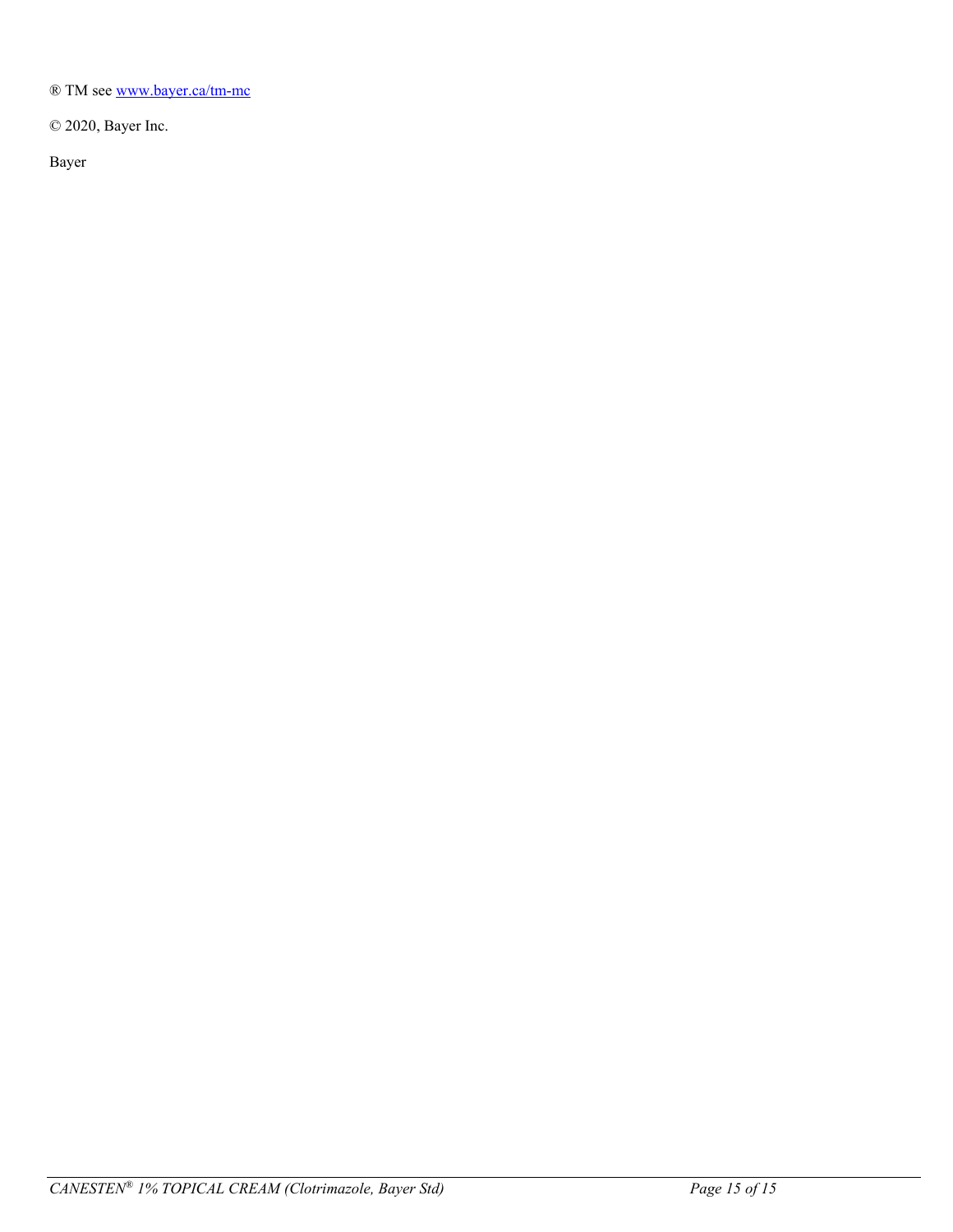® TM see [www.bayer.ca/tm-mc](http://www.bayer.ca/tm-mc)

© 2020, Bayer Inc.

Bayer